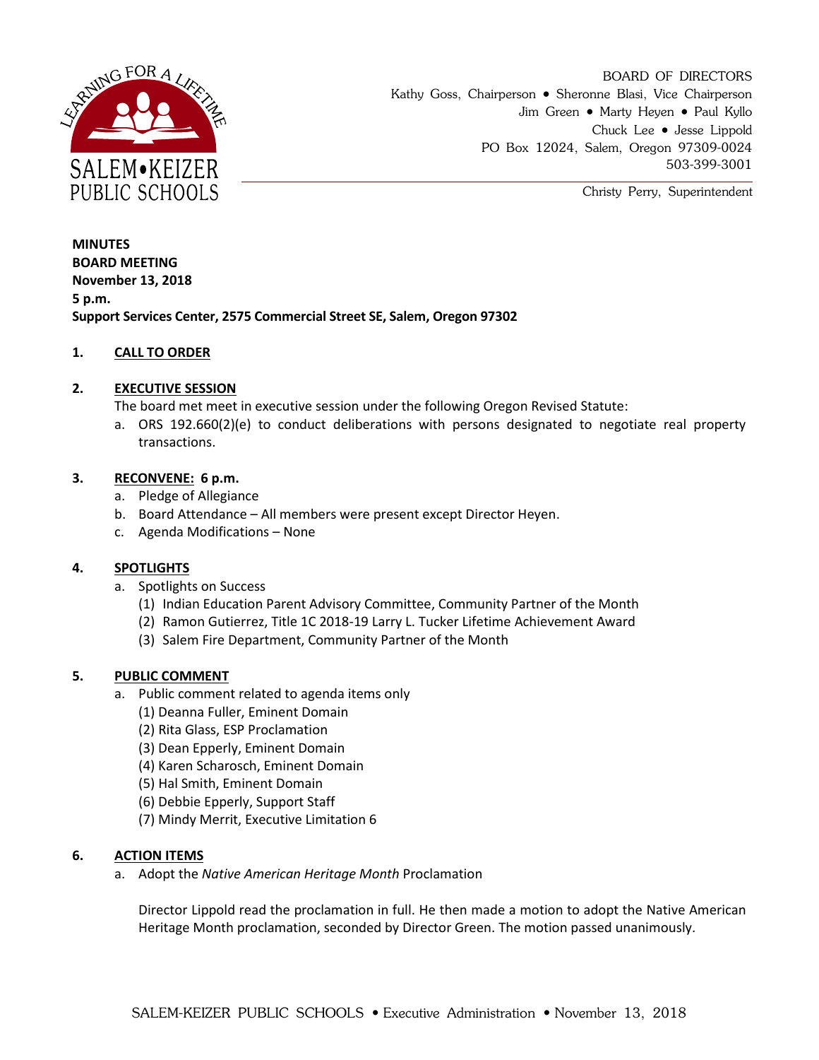SALEM•KEIZER PUBLIC SCHOOLS

LEARNING FOR A LIFETIME

BOARD OF DIRECTORS
Kathy Goss, Chairperson • Sheronne Blasi, Vice Chairperson
Jim Green • Marty Heyen • Paul Kyllo
Chuck Lee • Jesse Lippold
PO Box 12024, Salem, Oregon 97309-0024
503-399-3001

Christy Perry, Superintendent

**MINUTES**
**BOARD MEETING**
**November 13, 2018**
**5 p.m.**
**Support Services Center, 2575 Commercial Street SE, Salem, Oregon 97302**

## 1. CALL TO ORDER

## 2. EXECUTIVE SESSION

The board met meet in executive session under the following Oregon Revised Statute:

a. ORS 192.660(2)(e) to conduct deliberations with persons designated to negotiate real property transactions.

## 3. RECONVENE: 6 p.m.

a. Pledge of Allegiance
b. Board Attendance – All members were present except Director Heyen.
c. Agenda Modifications – None

## 4. SPOTLIGHTS

a. Spotlights on Success
   (1) Indian Education Parent Advisory Committee, Community Partner of the Month
   (2) Ramon Gutierrez, Title 1C 2018-19 Larry L. Tucker Lifetime Achievement Award
   (3) Salem Fire Department, Community Partner of the Month

## 5. PUBLIC COMMENT

a. Public comment related to agenda items only
   (1) Deanna Fuller, Eminent Domain
   (2) Rita Glass, ESP Proclamation
   (3) Dean Epperly, Eminent Domain
   (4) Karen Scharosch, Eminent Domain
   (5) Hal Smith, Eminent Domain
   (6) Debbie Epperly, Support Staff
   (7) Mindy Merrit, Executive Limitation 6

## 6. ACTION ITEMS

a. Adopt the *Native American Heritage Month* Proclamation

   Director Lippold read the proclamation in full. He then made a motion to adopt the Native American Heritage Month proclamation, seconded by Director Green. The motion passed unanimously.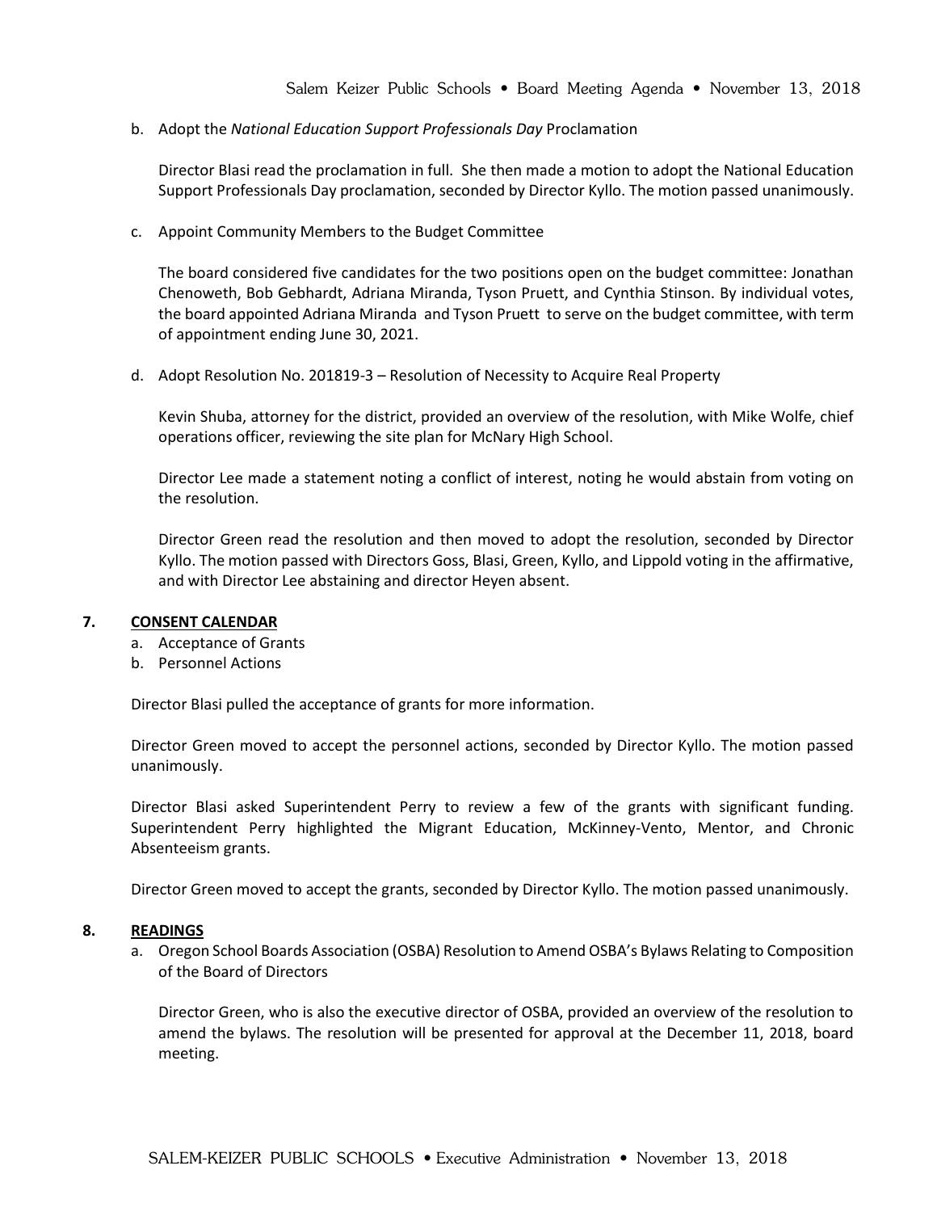b. Adopt the *National Education Support Professionals Day* Proclamation

Director Blasi read the proclamation in full. She then made a motion to adopt the National Education Support Professionals Day proclamation, seconded by Director Kyllo. The motion passed unanimously.

c. Appoint Community Members to the Budget Committee

The board considered five candidates for the two positions open on the budget committee: Jonathan Chenoweth, Bob Gebhardt, Adriana Miranda, Tyson Pruett, and Cynthia Stinson. By individual votes, the board appointed Adriana Miranda and Tyson Pruett to serve on the budget committee, with term of appointment ending June 30, 2021.

d. Adopt Resolution No. 201819-3 – Resolution of Necessity to Acquire Real Property

Kevin Shuba, attorney for the district, provided an overview of the resolution, with Mike Wolfe, chief operations officer, reviewing the site plan for McNary High School.

Director Lee made a statement noting a conflict of interest, noting he would abstain from voting on the resolution.

Director Green read the resolution and then moved to adopt the resolution, seconded by Director Kyllo. The motion passed with Directors Goss, Blasi, Green, Kyllo, and Lippold voting in the affirmative, and with Director Lee abstaining and director Heyen absent.

## 7. CONSENT CALENDAR

a. Acceptance of Grants
b. Personnel Actions

Director Blasi pulled the acceptance of grants for more information.

Director Green moved to accept the personnel actions, seconded by Director Kyllo. The motion passed unanimously.

Director Blasi asked Superintendent Perry to review a few of the grants with significant funding. Superintendent Perry highlighted the Migrant Education, McKinney-Vento, Mentor, and Chronic Absenteeism grants.

Director Green moved to accept the grants, seconded by Director Kyllo. The motion passed unanimously.

## 8. READINGS

a. Oregon School Boards Association (OSBA) Resolution to Amend OSBA's Bylaws Relating to Composition of the Board of Directors

Director Green, who is also the executive director of OSBA, provided an overview of the resolution to amend the bylaws. The resolution will be presented for approval at the December 11, 2018, board meeting.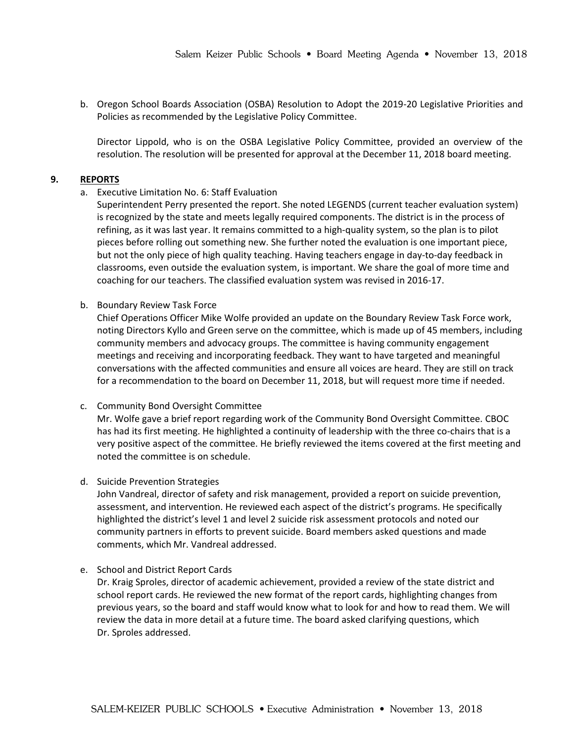b. Oregon School Boards Association (OSBA) Resolution to Adopt the 2019-20 Legislative Priorities and Policies as recommended by the Legislative Policy Committee.

   Director Lippold, who is on the OSBA Legislative Policy Committee, provided an overview of the resolution. The resolution will be presented for approval at the December 11, 2018 board meeting.

## 9. REPORTS

a. Executive Limitation No. 6: Staff Evaluation
   Superintendent Perry presented the report. She noted LEGENDS (current teacher evaluation system) is recognized by the state and meets legally required components. The district is in the process of refining, as it was last year. It remains committed to a high-quality system, so the plan is to pilot pieces before rolling out something new. She further noted the evaluation is one important piece, but not the only piece of high quality teaching. Having teachers engage in day-to-day feedback in classrooms, even outside the evaluation system, is important. We share the goal of more time and coaching for our teachers. The classified evaluation system was revised in 2016-17.

b. Boundary Review Task Force
   Chief Operations Officer Mike Wolfe provided an update on the Boundary Review Task Force work, noting Directors Kyllo and Green serve on the committee, which is made up of 45 members, including community members and advocacy groups. The committee is having community engagement meetings and receiving and incorporating feedback. They want to have targeted and meaningful conversations with the affected communities and ensure all voices are heard. They are still on track for a recommendation to the board on December 11, 2018, but will request more time if needed.

c. Community Bond Oversight Committee
   Mr. Wolfe gave a brief report regarding work of the Community Bond Oversight Committee. CBOC has had its first meeting. He highlighted a continuity of leadership with the three co-chairs that is a very positive aspect of the committee. He briefly reviewed the items covered at the first meeting and noted the committee is on schedule.

d. Suicide Prevention Strategies
   John Vandreal, director of safety and risk management, provided a report on suicide prevention, assessment, and intervention. He reviewed each aspect of the district's programs. He specifically highlighted the district's level 1 and level 2 suicide risk assessment protocols and noted our community partners in efforts to prevent suicide. Board members asked questions and made comments, which Mr. Vandreal addressed.

e. School and District Report Cards
   Dr. Kraig Sproles, director of academic achievement, provided a review of the state district and school report cards. He reviewed the new format of the report cards, highlighting changes from previous years, so the board and staff would know what to look for and how to read them. We will review the data in more detail at a future time. The board asked clarifying questions, which Dr. Sproles addressed.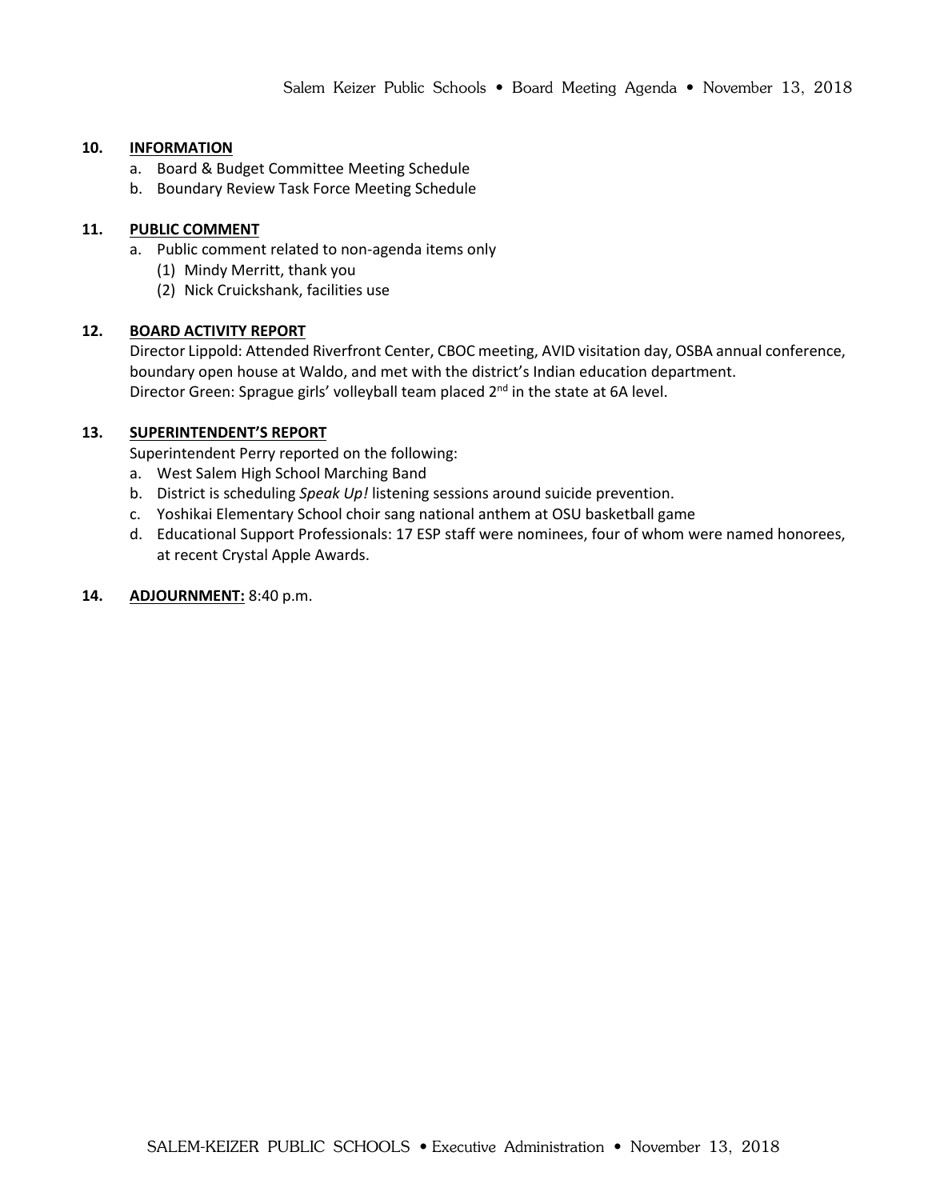**10. INFORMATION**

a. Board & Budget Committee Meeting Schedule
b. Boundary Review Task Force Meeting Schedule

**11. PUBLIC COMMENT**

a. Public comment related to non-agenda items only
   (1) Mindy Merritt, thank you
   (2) Nick Cruickshank, facilities use

**12. BOARD ACTIVITY REPORT**

Director Lippold: Attended Riverfront Center, CBOC meeting, AVID visitation day, OSBA annual conference, boundary open house at Waldo, and met with the district's Indian education department.
Director Green: Sprague girls' volleyball team placed 2nd in the state at 6A level.

**13. SUPERINTENDENT'S REPORT**

Superintendent Perry reported on the following:

a. West Salem High School Marching Band
b. District is scheduling *Speak Up!* listening sessions around suicide prevention.
c. Yoshikai Elementary School choir sang national anthem at OSU basketball game
d. Educational Support Professionals: 17 ESP staff were nominees, four of whom were named honorees, at recent Crystal Apple Awards.

**14. ADJOURNMENT:** 8:40 p.m.